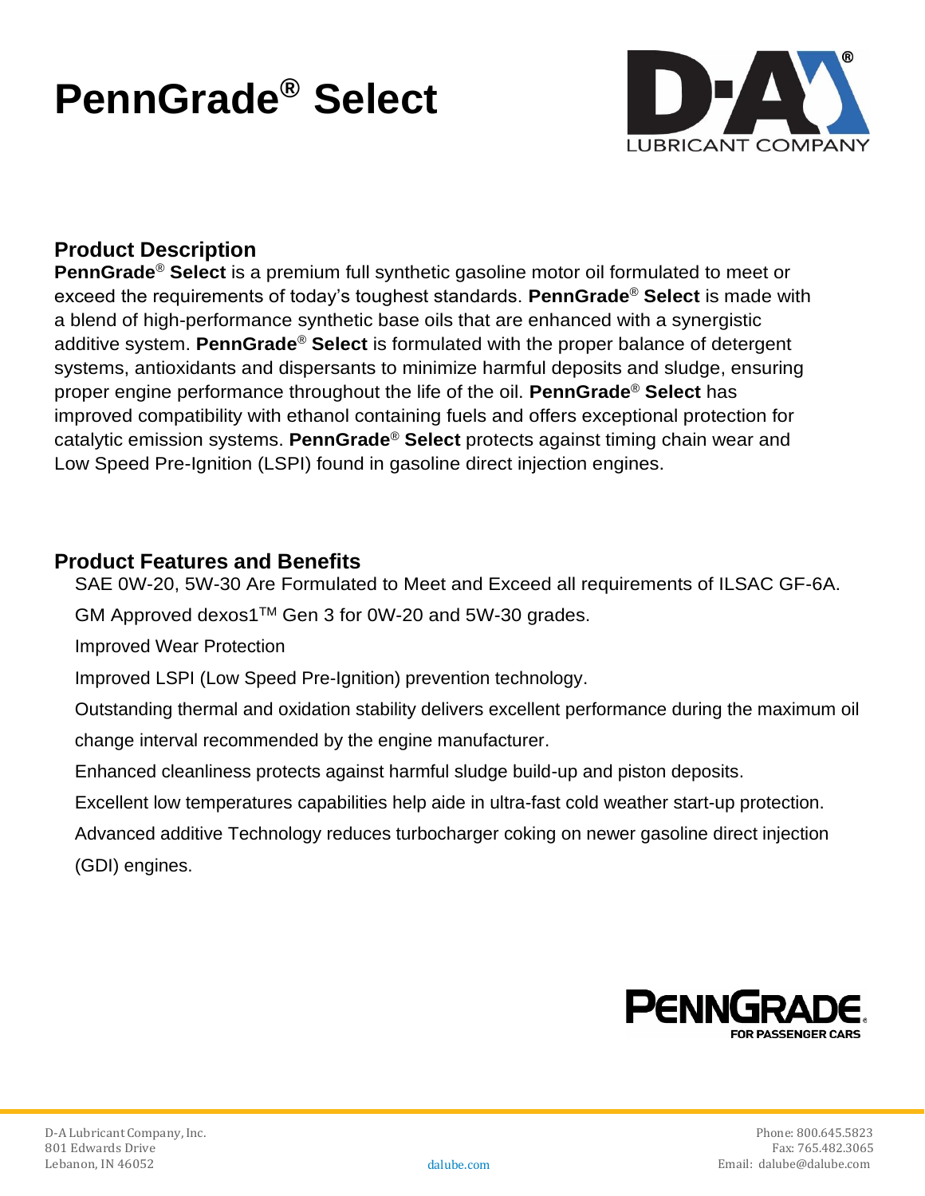# PennGrade® Select

## Product Description

**PennGrade® Select** is a premium full synthetic gasoline motor oil formulated to meet or exceed the requirements of today's toughest standards. **PennGrade® Select** is made with a blend of high-performance synthetic base oils that are enhanced with a synergistic additive system. **PennGrade® Select** is formulated with the proper balance of detergent systems, antioxidants and dispersants to minimize harmful deposits and sludge, ensuring proper engine performance throughout the life of the oil. **PennGrade® Select** has improved compatibility with ethanol containing fuels and offers exceptional protection for catalytic emission systems. **PennGrade® Select** protects against timing chain wear and Low Speed Pre-Ignition (LSPI) found in gasoline direct injection engines.

## Product Features and Benefits

- SAE 0W-20, 5W-30 Are Formulated to Meet and Exceed all requirements of ILSAC GF-6A.
- GM Approved dexos1™ Gen 3 for 0W-20 and 5W-30 grades.
- Improved Wear Protection
- Improved LSPI (Low Speed Pre-Ignition) prevention technology.
- Outstanding thermal and oxidation stability delivers excellent performance during the maximum oil change interval recommended by the engine manufacturer.
- Enhanced cleanliness protects against harmful sludge build-up and piston deposits.
- Excellent low temperatures capabilities help aide in ultra-fast cold weather start-up protection.
- Advanced additive Technology reduces turbocharger coking on newer gasoline direct injection (GDI) engines.

D-A Lubricant Company, Inc.
801 Edwards Drive
Lebanon, IN 46052

dalube.com

Phone: 800.645.5823
Fax: 765.482.3065
Email: dalube@dalube.com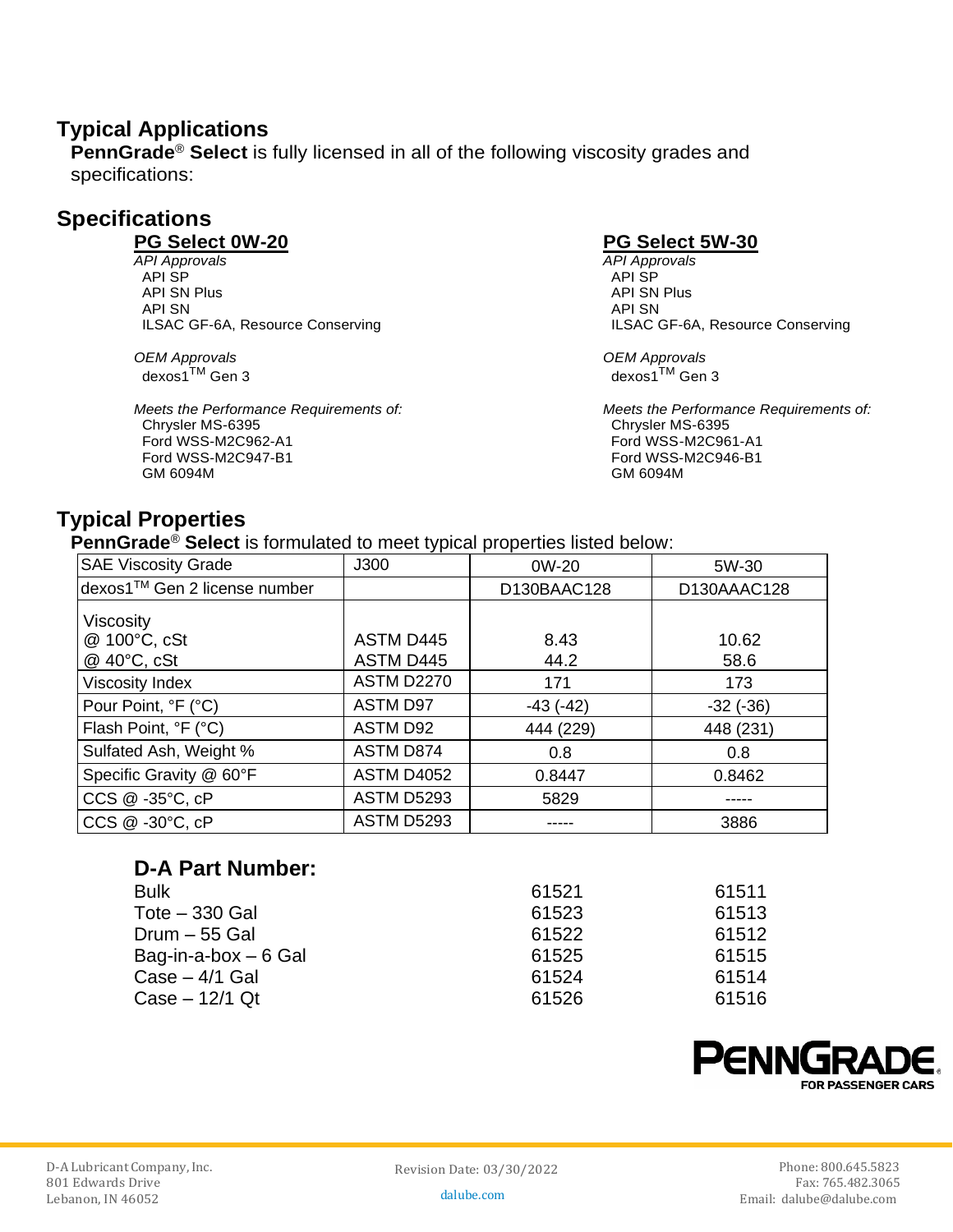## Typical Applications

**PennGrade® Select** is fully licensed in all of the following viscosity grades and specifications:

## Specifications

### PG Select 0W-20

*API Approvals*
API SP
API SN Plus
API SN
ILSAC GF-6A, Resource Conserving

*OEM Approvals*
dexos1™ Gen 3

*Meets the Performance Requirements of:*
Chrysler MS-6395
Ford WSS-M2C962-A1
Ford WSS-M2C947-B1
GM 6094M

### PG Select 5W-30

*API Approvals*
API SP
API SN Plus
API SN
ILSAC GF-6A, Resource Conserving

*OEM Approvals*
dexos1™ Gen 3

*Meets the Performance Requirements of:*
Chrysler MS-6395
Ford WSS-M2C961-A1
Ford WSS-M2C946-B1
GM 6094M

## Typical Properties

**PennGrade® Select** is formulated to meet typical properties listed below:

| SAE Viscosity Grade | J300 | 0W-20 | 5W-30 |
|---|---|---|---|
| dexos1™ Gen 2 license number | | D130BAAC128 | D130AAAC128 |
| Viscosity<br>@ 100°C, cSt<br>@ 40°C, cSt | <br>ASTM D445<br>ASTM D445 | <br>8.43<br>44.2 | <br>10.62<br>58.6 |
| Viscosity Index | ASTM D2270 | 171 | 173 |
| Pour Point, °F (°C) | ASTM D97 | -43 (-42) | -32 (-36) |
| Flash Point, °F (°C) | ASTM D92 | 444 (229) | 448 (231) |
| Sulfated Ash, Weight % | ASTM D874 | 0.8 | 0.8 |
| Specific Gravity @ 60°F | ASTM D4052 | 0.8447 | 0.8462 |
| CCS @ -35°C, cP | ASTM D5293 | 5829 | ----- |
| CCS @ -30°C, cP | ASTM D5293 | ----- | 3886 |

### D-A Part Number:

| | | |
|---|---|---|
| Bulk | 61521 | 61511 |
| Tote – 330 Gal | 61523 | 61513 |
| Drum – 55 Gal | 61522 | 61512 |
| Bag-in-a-box – 6 Gal | 61525 | 61515 |
| Case – 4/1 Gal | 61524 | 61514 |
| Case – 12/1 Qt | 61526 | 61516 |

PENNGRADE®
FOR PASSENGER CARS

D-A Lubricant Company, Inc.
801 Edwards Drive
Lebanon, IN 46052

Revision Date: 03/30/2022
dalube.com

Phone: 800.645.5823
Fax: 765.482.3065
Email: dalube@dalube.com